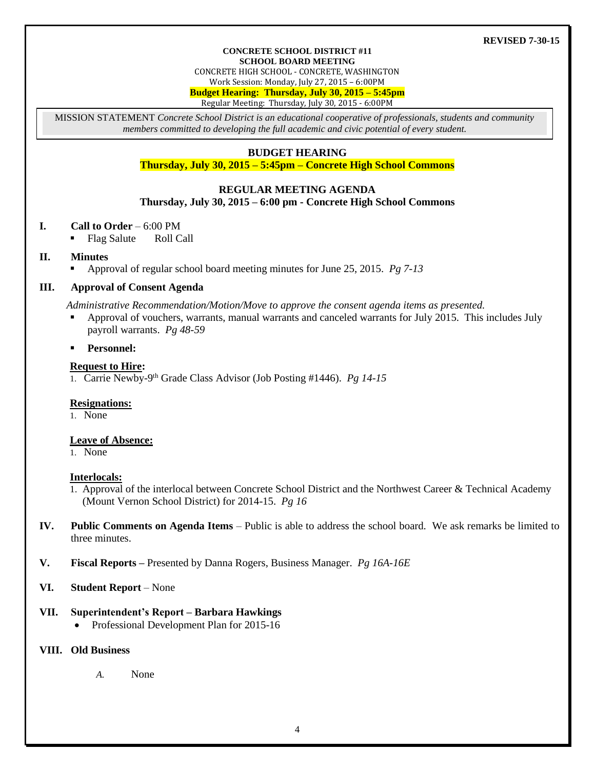**REVISED 7-30-15**

**CONCRETE SCHOOL DISTRICT #11**
**SCHOOL BOARD MEETING**
CONCRETE HIGH SCHOOL - CONCRETE, WASHINGTON
Work Session: Monday, July 27, 2015 – 6:00PM
**Budget Hearing: Thursday, July 30, 2015 – 5:45pm**
Regular Meeting: Thursday, July 30, 2015 - 6:00PM

MISSION STATEMENT *Concrete School District is an educational cooperative of professionals, students and community members committed to developing the full academic and civic potential of every student.*

## BUDGET HEARING

**Thursday, July 30, 2015 – 5:45pm – Concrete High School Commons**

## REGULAR MEETING AGENDA

**Thursday, July 30, 2015 – 6:00 pm - Concrete High School Commons**

**I. Call to Order** – 6:00 PM

- Flag Salute Roll Call

**II. Minutes**

- Approval of regular school board meeting minutes for June 25, 2015. *Pg 7-13*

**III. Approval of Consent Agenda**

*Administrative Recommendation/Motion/Move to approve the consent agenda items as presented.*

- Approval of vouchers, warrants, manual warrants and canceled warrants for July 2015. This includes July payroll warrants. *Pg 48-59*
- **Personnel:**

**Request to Hire:**

1. Carrie Newby-9th Grade Class Advisor (Job Posting #1446). *Pg 14-15*

**Resignations:**

1. None

**Leave of Absence:**

1. None

**Interlocals:**

1. Approval of the interlocal between Concrete School District and the Northwest Career & Technical Academy (Mount Vernon School District) for 2014-15. *Pg 16*

**IV. Public Comments on Agenda Items** – Public is able to address the school board. We ask remarks be limited to three minutes.

**V. Fiscal Reports –** Presented by Danna Rogers, Business Manager. *Pg 16A-16E*

**VI. Student Report** – None

**VII. Superintendent's Report – Barbara Hawkings**

- Professional Development Plan for 2015-16

**VIII. Old Business**

*A.* None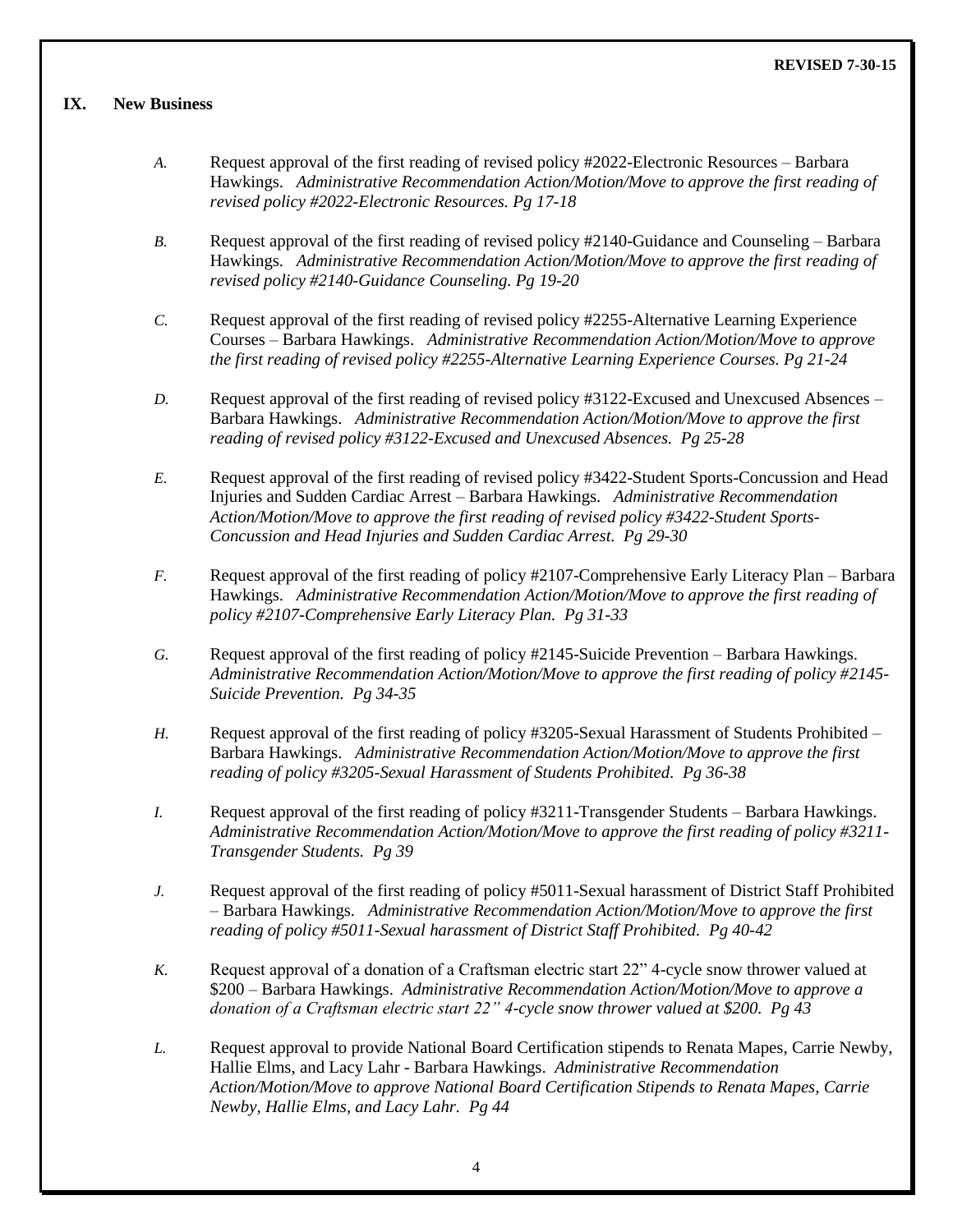**REVISED 7-30-15**

## IX. New Business

*A.* Request approval of the first reading of revised policy #2022-Electronic Resources – Barbara Hawkings. *Administrative Recommendation Action/Motion/Move to approve the first reading of revised policy #2022-Electronic Resources. Pg 17-18*

*B.* Request approval of the first reading of revised policy #2140-Guidance and Counseling – Barbara Hawkings. *Administrative Recommendation Action/Motion/Move to approve the first reading of revised policy #2140-Guidance Counseling. Pg 19-20*

*C.* Request approval of the first reading of revised policy #2255-Alternative Learning Experience Courses – Barbara Hawkings. *Administrative Recommendation Action/Motion/Move to approve the first reading of revised policy #2255-Alternative Learning Experience Courses. Pg 21-24*

*D.* Request approval of the first reading of revised policy #3122-Excused and Unexcused Absences – Barbara Hawkings. *Administrative Recommendation Action/Motion/Move to approve the first reading of revised policy #3122-Excused and Unexcused Absences. Pg 25-28*

*E.* Request approval of the first reading of revised policy #3422-Student Sports-Concussion and Head Injuries and Sudden Cardiac Arrest – Barbara Hawkings. *Administrative Recommendation Action/Motion/Move to approve the first reading of revised policy #3422-Student Sports-Concussion and Head Injuries and Sudden Cardiac Arrest. Pg 29-30*

*F.* Request approval of the first reading of policy #2107-Comprehensive Early Literacy Plan – Barbara Hawkings. *Administrative Recommendation Action/Motion/Move to approve the first reading of policy #2107-Comprehensive Early Literacy Plan. Pg 31-33*

*G.* Request approval of the first reading of policy #2145-Suicide Prevention – Barbara Hawkings. *Administrative Recommendation Action/Motion/Move to approve the first reading of policy #2145-Suicide Prevention. Pg 34-35*

*H.* Request approval of the first reading of policy #3205-Sexual Harassment of Students Prohibited – Barbara Hawkings. *Administrative Recommendation Action/Motion/Move to approve the first reading of policy #3205-Sexual Harassment of Students Prohibited. Pg 36-38*

*I.* Request approval of the first reading of policy #3211-Transgender Students – Barbara Hawkings. *Administrative Recommendation Action/Motion/Move to approve the first reading of policy #3211-Transgender Students. Pg 39*

*J.* Request approval of the first reading of policy #5011-Sexual harassment of District Staff Prohibited – Barbara Hawkings. *Administrative Recommendation Action/Motion/Move to approve the first reading of policy #5011-Sexual harassment of District Staff Prohibited. Pg 40-42*

*K.* Request approval of a donation of a Craftsman electric start 22" 4-cycle snow thrower valued at $200 – Barbara Hawkings. *Administrative Recommendation Action/Motion/Move to approve a donation of a Craftsman electric start 22" 4-cycle snow thrower valued at $200. Pg 43*

*L.* Request approval to provide National Board Certification stipends to Renata Mapes, Carrie Newby, Hallie Elms, and Lacy Lahr - Barbara Hawkings. *Administrative Recommendation Action/Motion/Move to approve National Board Certification Stipends to Renata Mapes, Carrie Newby, Hallie Elms, and Lacy Lahr. Pg 44*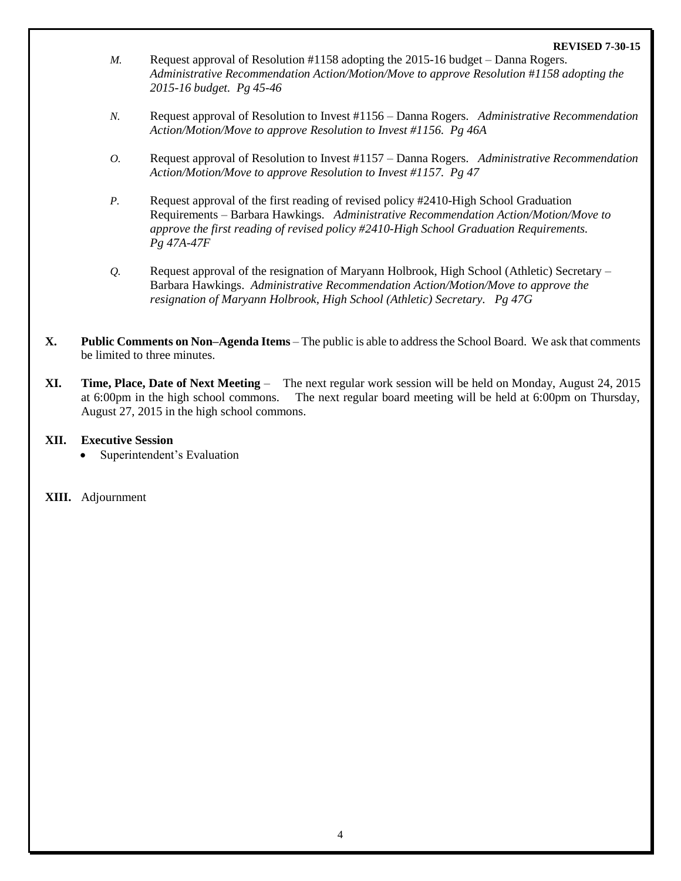**REVISED 7-30-15**

*M.* Request approval of Resolution #1158 adopting the 2015-16 budget – Danna Rogers. *Administrative Recommendation Action/Motion/Move to approve Resolution #1158 adopting the 2015-16 budget. Pg 45-46*

*N.* Request approval of Resolution to Invest #1156 – Danna Rogers. *Administrative Recommendation Action/Motion/Move to approve Resolution to Invest #1156. Pg 46A*

*O.* Request approval of Resolution to Invest #1157 – Danna Rogers. *Administrative Recommendation Action/Motion/Move to approve Resolution to Invest #1157. Pg 47*

*P.* Request approval of the first reading of revised policy #2410-High School Graduation Requirements – Barbara Hawkings. *Administrative Recommendation Action/Motion/Move to approve the first reading of revised policy #2410-High School Graduation Requirements. Pg 47A-47F*

*Q.* Request approval of the resignation of Maryann Holbrook, High School (Athletic) Secretary – Barbara Hawkings. *Administrative Recommendation Action/Motion/Move to approve the resignation of Maryann Holbrook, High School (Athletic) Secretary. Pg 47G*

**X. Public Comments on Non–Agenda Items** – The public is able to address the School Board. We ask that comments be limited to three minutes.

**XI. Time, Place, Date of Next Meeting** – The next regular work session will be held on Monday, August 24, 2015 at 6:00pm in the high school commons. The next regular board meeting will be held at 6:00pm on Thursday, August 27, 2015 in the high school commons.

**XII. Executive Session**

- Superintendent's Evaluation

**XIII.** Adjournment